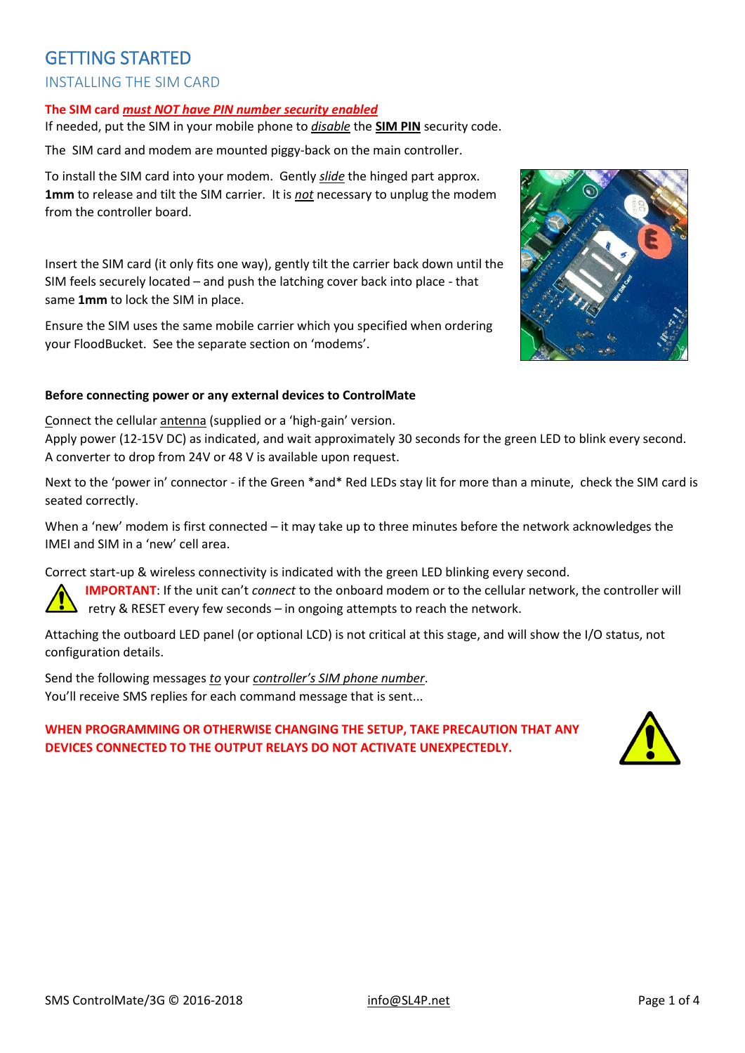# GETTING STARTED

## INSTALLING THE SIM CARD

**The SIM card _must NOT have PIN number security enabled_**

If needed, put the SIM in your mobile phone to _disable_ the **SIM PIN** security code.

The SIM card and modem are mounted piggy-back on the main controller.

To install the SIM card into your modem. Gently _slide_ the hinged part approx. **1mm** to release and tilt the SIM carrier. It is _not_ necessary to unplug the modem from the controller board.

Insert the SIM card (it only fits one way), gently tilt the carrier back down until the SIM feels securely located – and push the latching cover back into place - that same **1mm** to lock the SIM in place.

Ensure the SIM uses the same mobile carrier which you specified when ordering your FloodBucket. See the separate section on 'modems'.

**Before connecting power or any external devices to ControlMate**

Connect the cellular antenna (supplied or a 'high-gain' version.
Apply power (12-15V DC) as indicated, and wait approximately 30 seconds for the green LED to blink every second. A converter to drop from 24V or 48 V is available upon request.

Next to the 'power in' connector - if the Green *and* Red LEDs stay lit for more than a minute, check the SIM card is seated correctly.

When a 'new' modem is first connected – it may take up to three minutes before the network acknowledges the IMEI and SIM in a 'new' cell area.

Correct start-up & wireless connectivity is indicated with the green LED blinking every second.

**IMPORTANT**: If the unit can't _connect_ to the onboard modem or to the cellular network, the controller will retry & RESET every few seconds – in ongoing attempts to reach the network.

Attaching the outboard LED panel (or optional LCD) is not critical at this stage, and will show the I/O status, not configuration details.

Send the following messages _to_ your _controller's SIM phone number_.
You'll receive SMS replies for each command message that is sent...

**WHEN PROGRAMMING OR OTHERWISE CHANGING THE SETUP, TAKE PRECAUTION THAT ANY DEVICES CONNECTED TO THE OUTPUT RELAYS DO NOT ACTIVATE UNEXPECTEDLY.**

SMS ControlMate/3G © 2016-2018 info@SL4P.net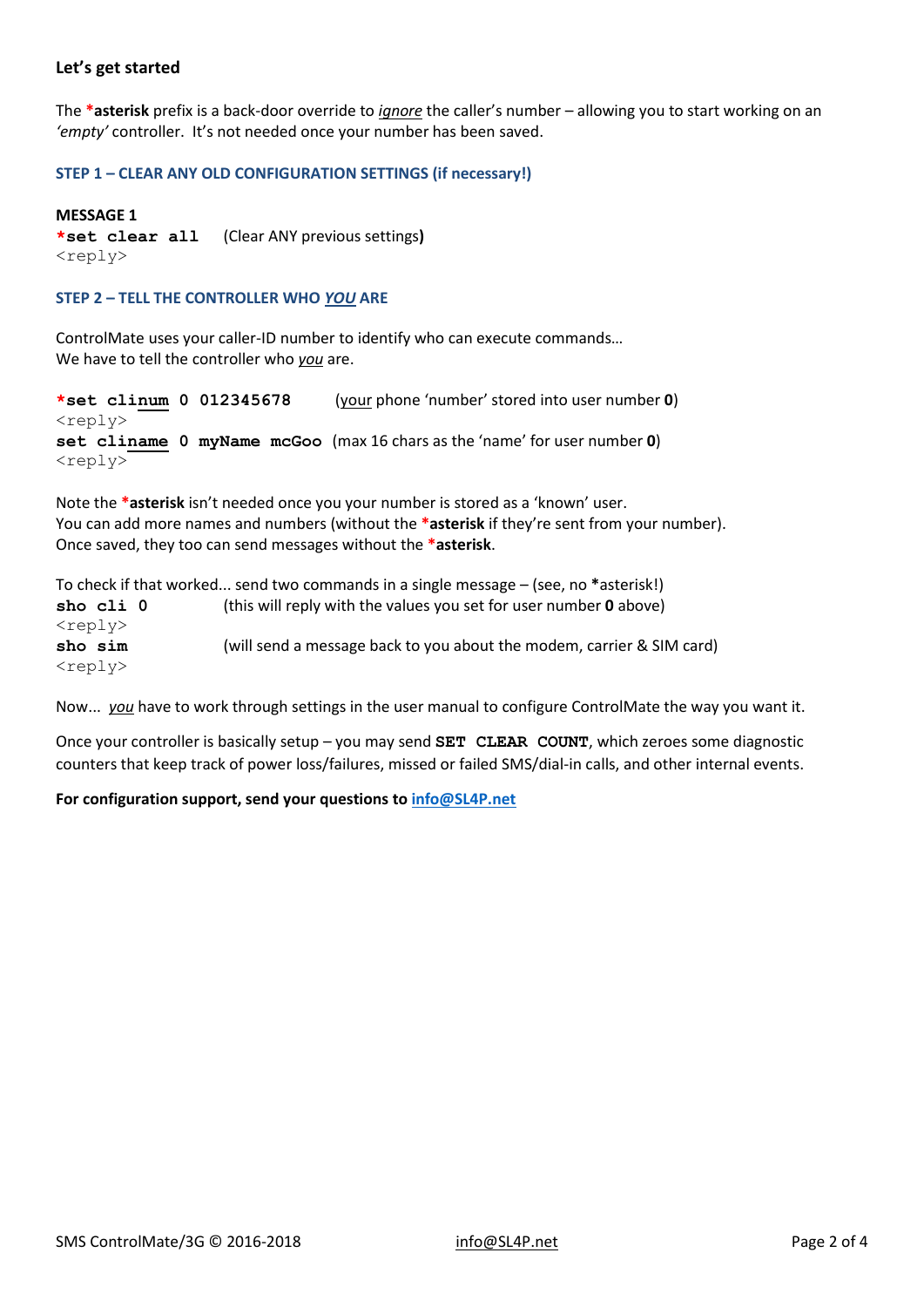### Let's get started

The ***asterisk** prefix is a back-door override to *ignore* the caller's number – allowing you to start working on an *'empty'* controller. It's not needed once your number has been saved.

#### STEP 1 – CLEAR ANY OLD CONFIGURATION SETTINGS (if necessary!)

**MESSAGE 1**

```
*set clear all     (Clear ANY previous settings)
<reply>
```

#### STEP 2 – TELL THE CONTROLLER WHO *YOU* ARE

ControlMate uses your caller-ID number to identify who can execute commands…
We have to tell the controller who *you* are.

```
*set clinum 0 012345678     (your phone 'number' stored into user number 0)
<reply>
set cliname 0 myName mcGoo  (max 16 chars as the 'name' for user number 0)
<reply>
```

Note the ***asterisk** isn't needed once you your number is stored as a 'known' user.
You can add more names and numbers (without the ***asterisk** if they're sent from your number).
Once saved, they too can send messages without the ***asterisk**.

To check if that worked... send two commands in a single message – (see, no ***asterisk!)

```
sho cli 0     (this will reply with the values you set for user number 0 above)
<reply>
sho sim       (will send a message back to you about the modem, carrier & SIM card)
<reply>
```

Now... *you* have to work through settings in the user manual to configure ControlMate the way you want it.

Once your controller is basically setup – you may send **SET CLEAR COUNT**, which zeroes some diagnostic counters that keep track of power loss/failures, missed or failed SMS/dial-in calls, and other internal events.

**For configuration support, send your questions to info@SL4P.net**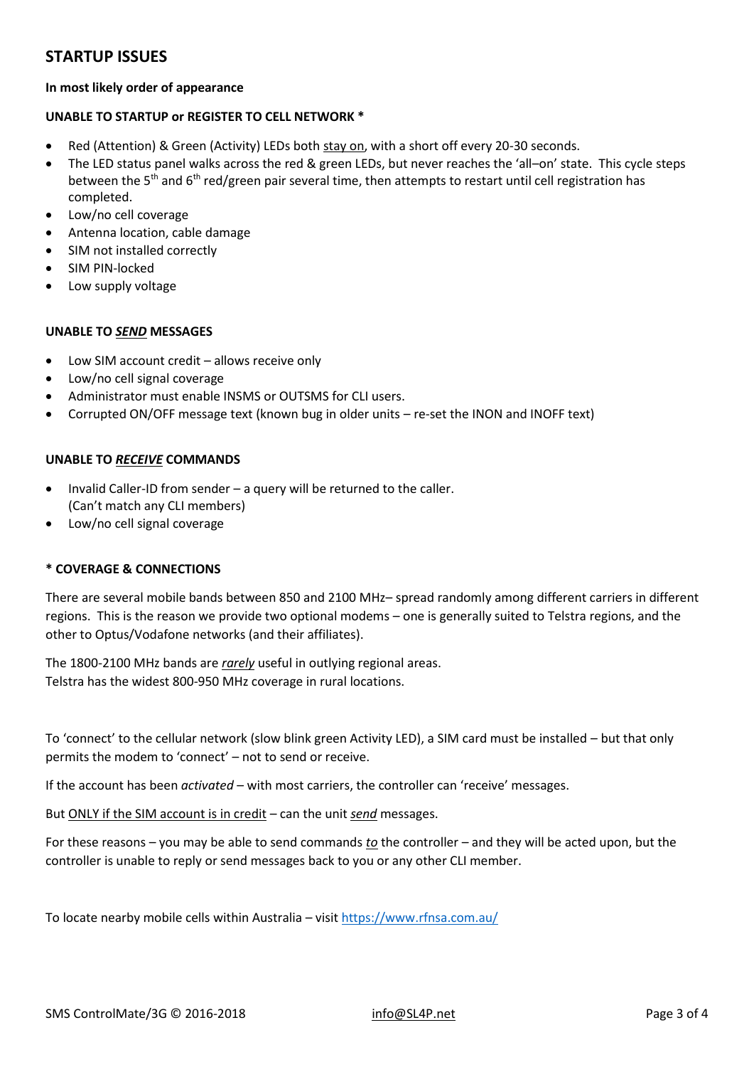## STARTUP ISSUES

**In most likely order of appearance**

**UNABLE TO STARTUP or REGISTER TO CELL NETWORK ***

- Red (Attention) & Green (Activity) LEDs both stay on, with a short off every 20-30 seconds.
- The LED status panel walks across the red & green LEDs, but never reaches the 'all–on' state. This cycle steps between the 5th and 6th red/green pair several time, then attempts to restart until cell registration has completed.
- Low/no cell coverage
- Antenna location, cable damage
- SIM not installed correctly
- SIM PIN-locked
- Low supply voltage

**UNABLE TO _SEND_ MESSAGES**

- Low SIM account credit – allows receive only
- Low/no cell signal coverage
- Administrator must enable INSMS or OUTSMS for CLI users.
- Corrupted ON/OFF message text (known bug in older units – re-set the INON and INOFF text)

**UNABLE TO _RECEIVE_ COMMANDS**

- Invalid Caller-ID from sender – a query will be returned to the caller.
  (Can't match any CLI members)
- Low/no cell signal coverage

**\* COVERAGE & CONNECTIONS**

There are several mobile bands between 850 and 2100 MHz– spread randomly among different carriers in different regions. This is the reason we provide two optional modems – one is generally suited to Telstra regions, and the other to Optus/Vodafone networks (and their affiliates).

The 1800-2100 MHz bands are *rarely* useful in outlying regional areas.
Telstra has the widest 800-950 MHz coverage in rural locations.

To 'connect' to the cellular network (slow blink green Activity LED), a SIM card must be installed – but that only permits the modem to 'connect' – not to send or receive.

If the account has been *activated* – with most carriers, the controller can 'receive' messages.

But ONLY if the SIM account is in credit – can the unit *send* messages.

For these reasons – you may be able to send commands *to* the controller – and they will be acted upon, but the controller is unable to reply or send messages back to you or any other CLI member.

To locate nearby mobile cells within Australia – visit https://www.rfnsa.com.au/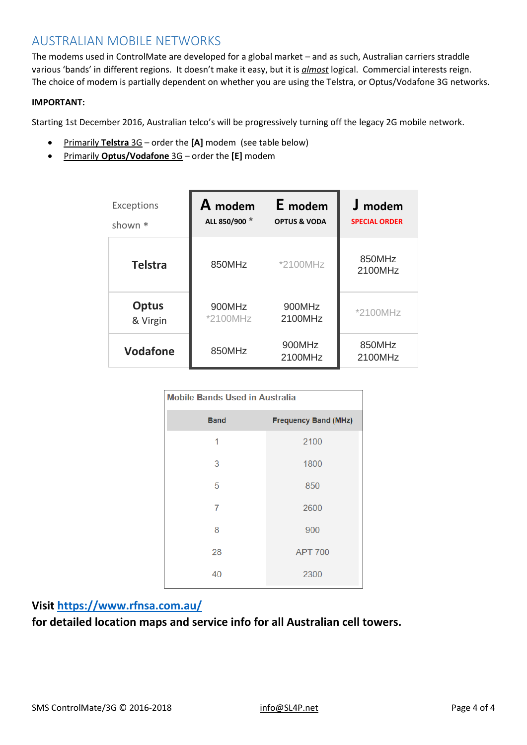## AUSTRALIAN MOBILE NETWORKS

The modems used in ControlMate are developed for a global market – and as such, Australian carriers straddle various 'bands' in different regions. It doesn't make it easy, but it is *almost* logical. Commercial interests reign. The choice of modem is partially dependent on whether you are using the Telstra, or Optus/Vodafone 3G networks.

**IMPORTANT:**

Starting 1st December 2016, Australian telco's will be progressively turning off the legacy 2G mobile network.

- Primarily **Telstra** 3G – order the **[A]** modem (see table below)
- Primarily **Optus/Vodafone** 3G – order the **[E]** modem

| Exceptions shown * | A modem ALL 850/900 * | E modem OPTUS & VODA | J modem SPECIAL ORDER |
|---|---|---|---|
| **Telstra** | 850MHz | *2100MHz | 850MHz 2100MHz |
| **Optus** & Virgin | 900MHz *2100MHz | 900MHz 2100MHz | *2100MHz |
| **Vodafone** | 850MHz | 900MHz 2100MHz | 850MHz 2100MHz |

**Mobile Bands Used in Australia**

| Band | Frequency Band (MHz) |
|---|---|
| 1 | 2100 |
| 3 | 1800 |
| 5 | 850 |
| 7 | 2600 |
| 8 | 900 |
| 28 | APT 700 |
| 40 | 2300 |

**Visit https://www.rfnsa.com.au/**
**for detailed location maps and service info for all Australian cell towers.**